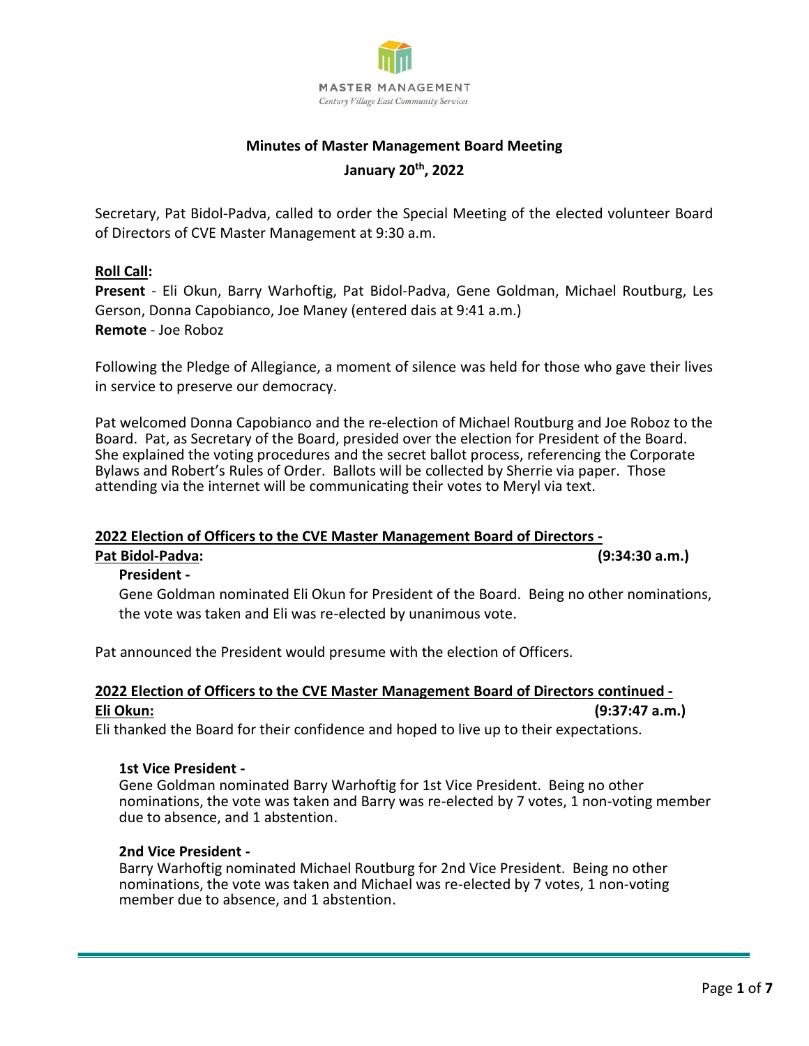MASTER MANAGEMENT
*Century Village East Community Services*

# Minutes of Master Management Board Meeting

## January 20th, 2022

Secretary, Pat Bidol-Padva, called to order the Special Meeting of the elected volunteer Board of Directors of CVE Master Management at 9:30 a.m.

**Roll Call:**
**Present** - Eli Okun, Barry Warhoftig, Pat Bidol-Padva, Gene Goldman, Michael Routburg, Les Gerson, Donna Capobianco, Joe Maney (entered dais at 9:41 a.m.)
**Remote** - Joe Roboz

Following the Pledge of Allegiance, a moment of silence was held for those who gave their lives in service to preserve our democracy.

Pat welcomed Donna Capobianco and the re-election of Michael Routburg and Joe Roboz to the Board. Pat, as Secretary of the Board, presided over the election for President of the Board. She explained the voting procedures and the secret ballot process, referencing the Corporate Bylaws and Robert's Rules of Order. Ballots will be collected by Sherrie via paper. Those attending via the internet will be communicating their votes to Meryl via text.

**2022 Election of Officers to the CVE Master Management Board of Directors -**
**Pat Bidol-Padva: (9:34:30 a.m.)**

**President -**
Gene Goldman nominated Eli Okun for President of the Board. Being no other nominations, the vote was taken and Eli was re-elected by unanimous vote.

Pat announced the President would presume with the election of Officers.

**2022 Election of Officers to the CVE Master Management Board of Directors continued -**
**Eli Okun: (9:37:47 a.m.)**

Eli thanked the Board for their confidence and hoped to live up to their expectations.

**1st Vice President -**
Gene Goldman nominated Barry Warhoftig for 1st Vice President. Being no other nominations, the vote was taken and Barry was re-elected by 7 votes, 1 non-voting member due to absence, and 1 abstention.

**2nd Vice President -**
Barry Warhoftig nominated Michael Routburg for 2nd Vice President. Being no other nominations, the vote was taken and Michael was re-elected by 7 votes, 1 non-voting member due to absence, and 1 abstention.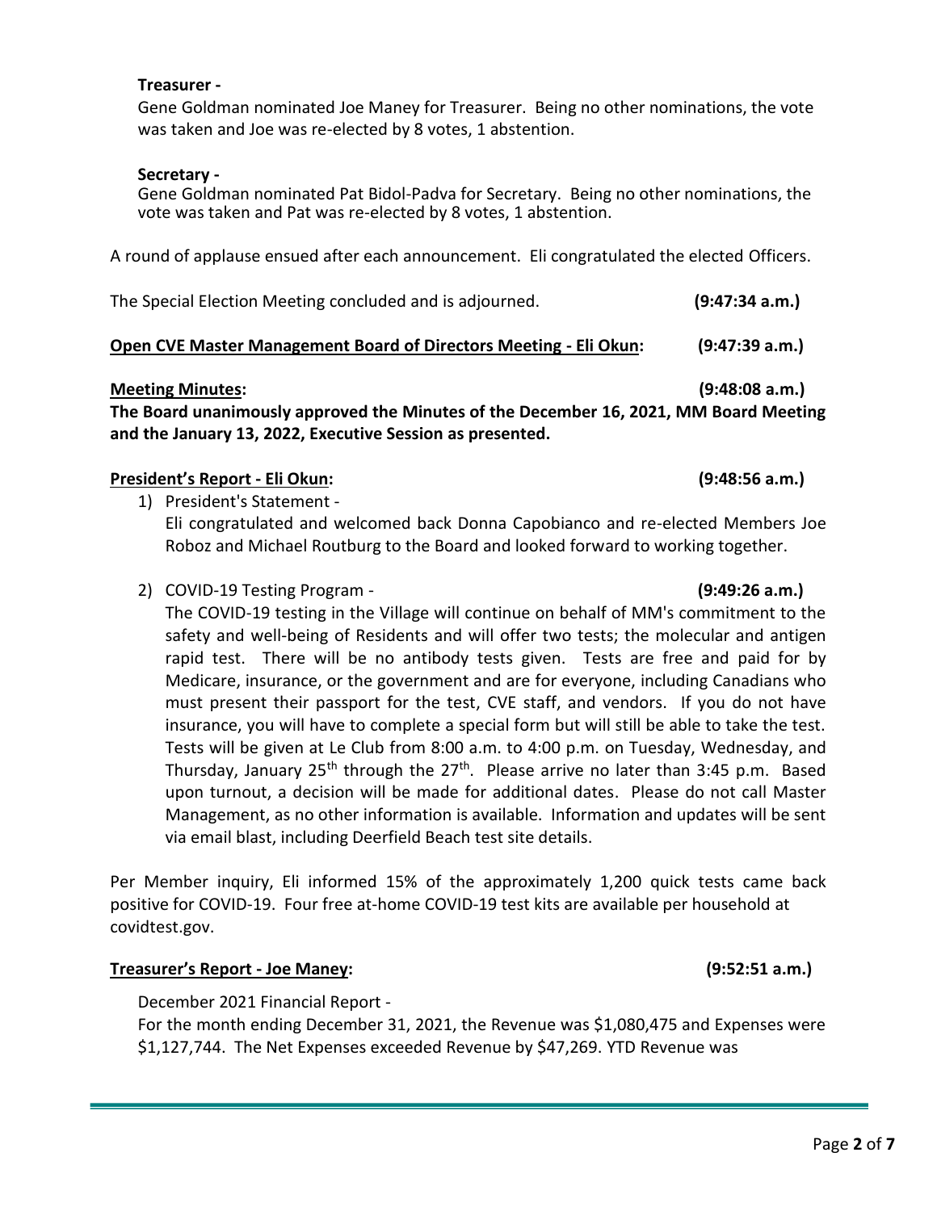**Treasurer -**

Gene Goldman nominated Joe Maney for Treasurer. Being no other nominations, the vote was taken and Joe was re-elected by 8 votes, 1 abstention.

**Secretary -**

Gene Goldman nominated Pat Bidol-Padva for Secretary. Being no other nominations, the vote was taken and Pat was re-elected by 8 votes, 1 abstention.

A round of applause ensued after each announcement. Eli congratulated the elected Officers.

The Special Election Meeting concluded and is adjourned. **(9:47:34 a.m.)**

**Open CVE Master Management Board of Directors Meeting - Eli Okun: (9:47:39 a.m.)**

**Meeting Minutes: (9:48:08 a.m.)**

**The Board unanimously approved the Minutes of the December 16, 2021, MM Board Meeting and the January 13, 2022, Executive Session as presented.**

**President's Report - Eli Okun: (9:48:56 a.m.)**

1) President's Statement -
   Eli congratulated and welcomed back Donna Capobianco and re-elected Members Joe Roboz and Michael Routburg to the Board and looked forward to working together.

2) COVID-19 Testing Program - **(9:49:26 a.m.)**
   The COVID-19 testing in the Village will continue on behalf of MM's commitment to the safety and well-being of Residents and will offer two tests; the molecular and antigen rapid test. There will be no antibody tests given. Tests are free and paid for by Medicare, insurance, or the government and are for everyone, including Canadians who must present their passport for the test, CVE staff, and vendors. If you do not have insurance, you will have to complete a special form but will still be able to take the test. Tests will be given at Le Club from 8:00 a.m. to 4:00 p.m. on Tuesday, Wednesday, and Thursday, January 25th through the 27th. Please arrive no later than 3:45 p.m. Based upon turnout, a decision will be made for additional dates. Please do not call Master Management, as no other information is available. Information and updates will be sent via email blast, including Deerfield Beach test site details.

Per Member inquiry, Eli informed 15% of the approximately 1,200 quick tests came back positive for COVID-19. Four free at-home COVID-19 test kits are available per household at covidtest.gov.

**Treasurer's Report - Joe Maney: (9:52:51 a.m.)**

December 2021 Financial Report -

For the month ending December 31, 2021, the Revenue was $1,080,475 and Expenses were $1,127,744. The Net Expenses exceeded Revenue by $47,269. YTD Revenue was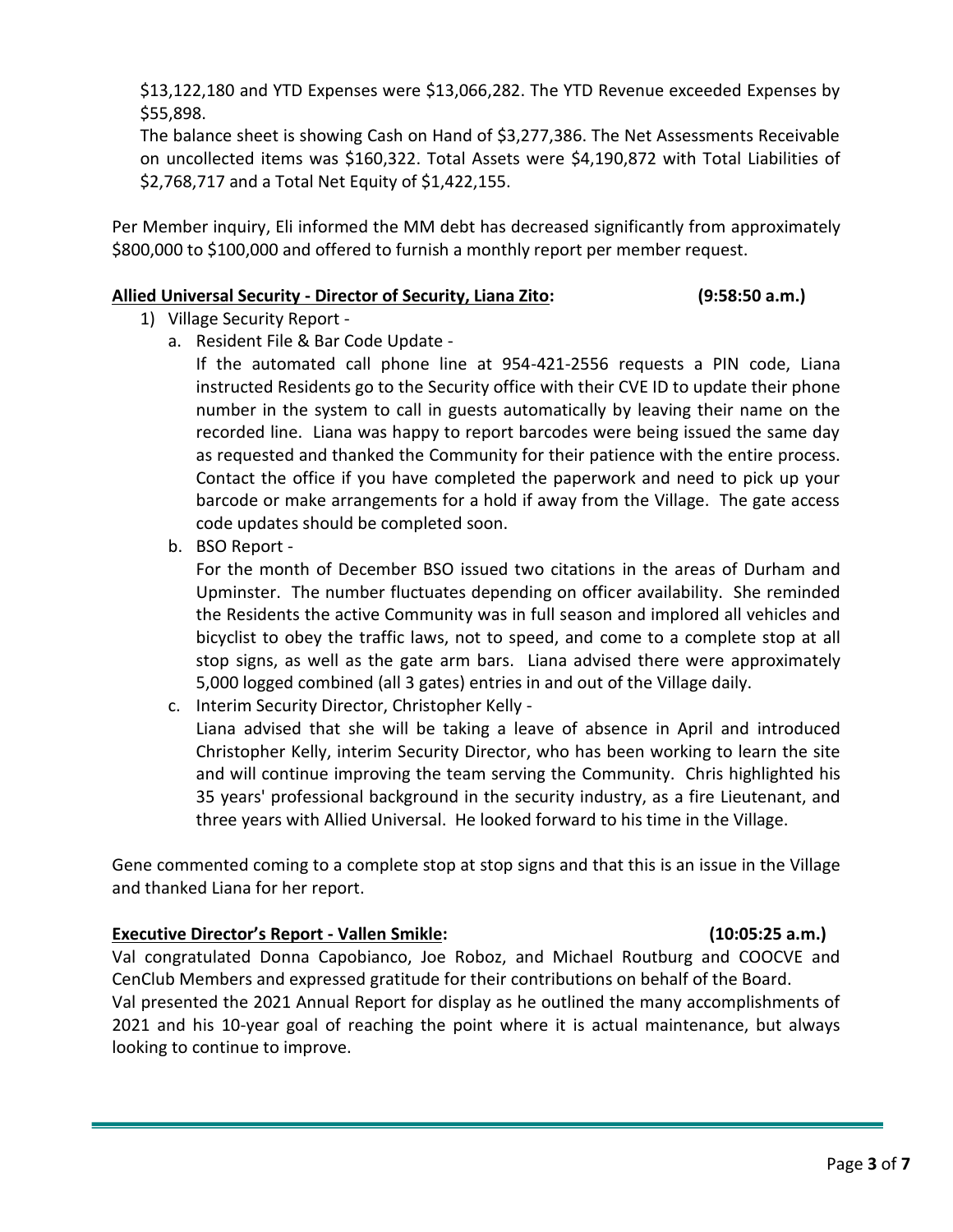$13,122,180 and YTD Expenses were $13,066,282. The YTD Revenue exceeded Expenses by $55,898.

The balance sheet is showing Cash on Hand of $3,277,386. The Net Assessments Receivable on uncollected items was $160,322. Total Assets were $4,190,872 with Total Liabilities of $2,768,717 and a Total Net Equity of $1,422,155.

Per Member inquiry, Eli informed the MM debt has decreased significantly from approximately $800,000 to $100,000 and offered to furnish a monthly report per member request.

**Allied Universal Security - Director of Security, Liana Zito: (9:58:50 a.m.)**

1) Village Security Report -
   a. Resident File & Bar Code Update -
      If the automated call phone line at 954-421-2556 requests a PIN code, Liana instructed Residents go to the Security office with their CVE ID to update their phone number in the system to call in guests automatically by leaving their name on the recorded line. Liana was happy to report barcodes were being issued the same day as requested and thanked the Community for their patience with the entire process. Contact the office if you have completed the paperwork and need to pick up your barcode or make arrangements for a hold if away from the Village. The gate access code updates should be completed soon.
   b. BSO Report -
      For the month of December BSO issued two citations in the areas of Durham and Upminster. The number fluctuates depending on officer availability. She reminded the Residents the active Community was in full season and implored all vehicles and bicyclist to obey the traffic laws, not to speed, and come to a complete stop at all stop signs, as well as the gate arm bars. Liana advised there were approximately 5,000 logged combined (all 3 gates) entries in and out of the Village daily.
   c. Interim Security Director, Christopher Kelly -
      Liana advised that she will be taking a leave of absence in April and introduced Christopher Kelly, interim Security Director, who has been working to learn the site and will continue improving the team serving the Community. Chris highlighted his 35 years' professional background in the security industry, as a fire Lieutenant, and three years with Allied Universal. He looked forward to his time in the Village.

Gene commented coming to a complete stop at stop signs and that this is an issue in the Village and thanked Liana for her report.

**Executive Director's Report - Vallen Smikle: (10:05:25 a.m.)**

Val congratulated Donna Capobianco, Joe Roboz, and Michael Routburg and COOCVE and CenClub Members and expressed gratitude for their contributions on behalf of the Board.
Val presented the 2021 Annual Report for display as he outlined the many accomplishments of 2021 and his 10-year goal of reaching the point where it is actual maintenance, but always looking to continue to improve.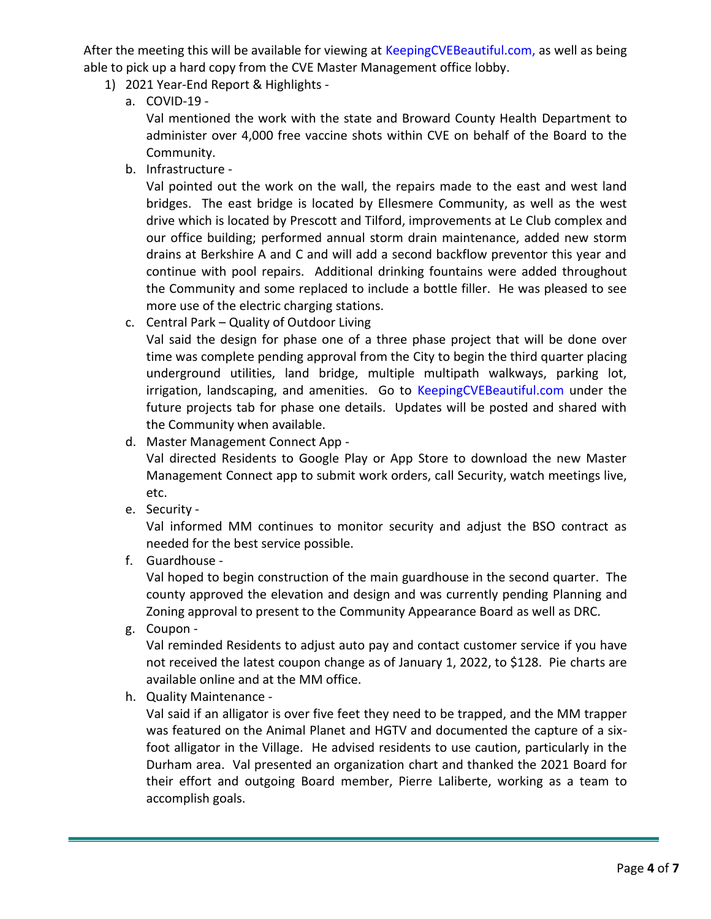After the meeting this will be available for viewing at KeepingCVEBeautiful.com, as well as being able to pick up a hard copy from the CVE Master Management office lobby.

1) 2021 Year-End Report & Highlights -
   a. COVID-19 -
      Val mentioned the work with the state and Broward County Health Department to administer over 4,000 free vaccine shots within CVE on behalf of the Board to the Community.
   b. Infrastructure -
      Val pointed out the work on the wall, the repairs made to the east and west land bridges. The east bridge is located by Ellesmere Community, as well as the west drive which is located by Prescott and Tilford, improvements at Le Club complex and our office building; performed annual storm drain maintenance, added new storm drains at Berkshire A and C and will add a second backflow preventor this year and continue with pool repairs. Additional drinking fountains were added throughout the Community and some replaced to include a bottle filler. He was pleased to see more use of the electric charging stations.
   c. Central Park – Quality of Outdoor Living
      Val said the design for phase one of a three phase project that will be done over time was complete pending approval from the City to begin the third quarter placing underground utilities, land bridge, multiple multipath walkways, parking lot, irrigation, landscaping, and amenities. Go to KeepingCVEBeautiful.com under the future projects tab for phase one details. Updates will be posted and shared with the Community when available.
   d. Master Management Connect App -
      Val directed Residents to Google Play or App Store to download the new Master Management Connect app to submit work orders, call Security, watch meetings live, etc.
   e. Security -
      Val informed MM continues to monitor security and adjust the BSO contract as needed for the best service possible.
   f. Guardhouse -
      Val hoped to begin construction of the main guardhouse in the second quarter. The county approved the elevation and design and was currently pending Planning and Zoning approval to present to the Community Appearance Board as well as DRC.
   g. Coupon -
      Val reminded Residents to adjust auto pay and contact customer service if you have not received the latest coupon change as of January 1, 2022, to $128. Pie charts are available online and at the MM office.
   h. Quality Maintenance -
      Val said if an alligator is over five feet they need to be trapped, and the MM trapper was featured on the Animal Planet and HGTV and documented the capture of a six-foot alligator in the Village. He advised residents to use caution, particularly in the Durham area. Val presented an organization chart and thanked the 2021 Board for their effort and outgoing Board member, Pierre Laliberte, working as a team to accomplish goals.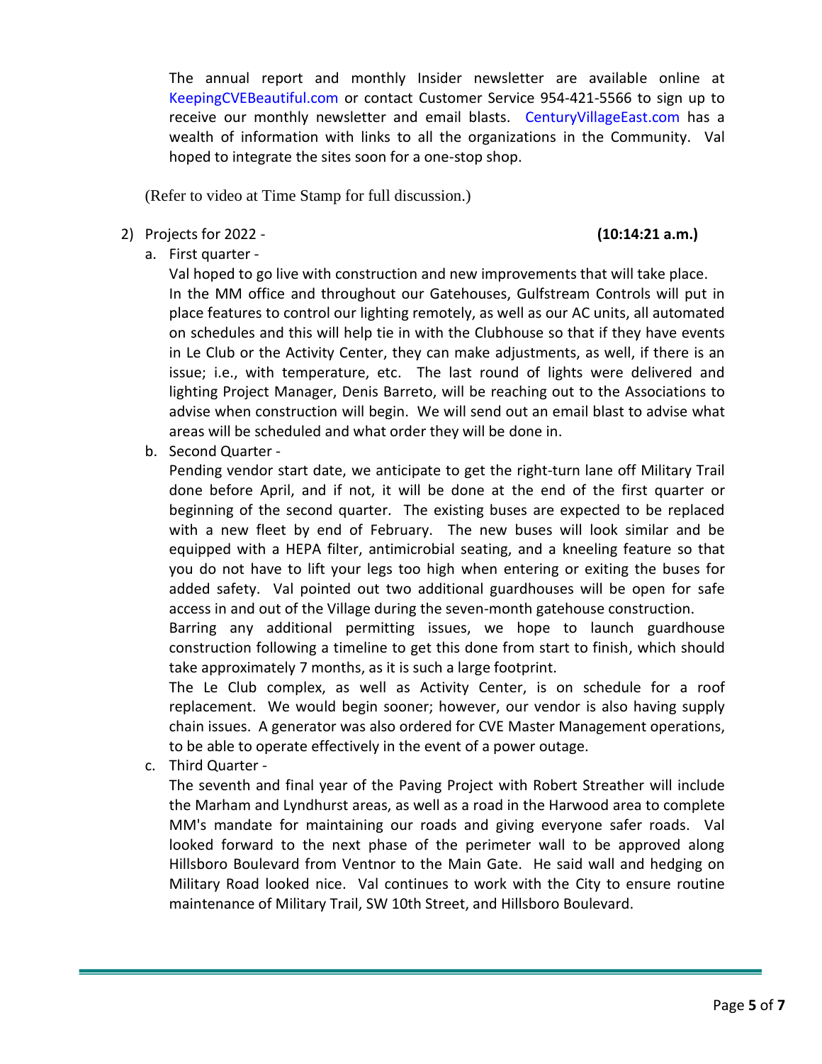The annual report and monthly Insider newsletter are available online at KeepingCVEBeautiful.com or contact Customer Service 954-421-5566 to sign up to receive our monthly newsletter and email blasts. CenturyVillageEast.com has a wealth of information with links to all the organizations in the Community. Val hoped to integrate the sites soon for a one-stop shop.

(Refer to video at Time Stamp for full discussion.)

2) Projects for 2022 - **(10:14:21 a.m.)**

   a. First quarter -

      Val hoped to go live with construction and new improvements that will take place. In the MM office and throughout our Gatehouses, Gulfstream Controls will put in place features to control our lighting remotely, as well as our AC units, all automated on schedules and this will help tie in with the Clubhouse so that if they have events in Le Club or the Activity Center, they can make adjustments, as well, if there is an issue; i.e., with temperature, etc. The last round of lights were delivered and lighting Project Manager, Denis Barreto, will be reaching out to the Associations to advise when construction will begin. We will send out an email blast to advise what areas will be scheduled and what order they will be done in.

   b. Second Quarter -

      Pending vendor start date, we anticipate to get the right-turn lane off Military Trail done before April, and if not, it will be done at the end of the first quarter or beginning of the second quarter. The existing buses are expected to be replaced with a new fleet by end of February. The new buses will look similar and be equipped with a HEPA filter, antimicrobial seating, and a kneeling feature so that you do not have to lift your legs too high when entering or exiting the buses for added safety. Val pointed out two additional guardhouses will be open for safe access in and out of the Village during the seven-month gatehouse construction.

      Barring any additional permitting issues, we hope to launch guardhouse construction following a timeline to get this done from start to finish, which should take approximately 7 months, as it is such a large footprint.

      The Le Club complex, as well as Activity Center, is on schedule for a roof replacement. We would begin sooner; however, our vendor is also having supply chain issues. A generator was also ordered for CVE Master Management operations, to be able to operate effectively in the event of a power outage.

   c. Third Quarter -

      The seventh and final year of the Paving Project with Robert Streather will include the Marham and Lyndhurst areas, as well as a road in the Harwood area to complete MM's mandate for maintaining our roads and giving everyone safer roads. Val looked forward to the next phase of the perimeter wall to be approved along Hillsboro Boulevard from Ventnor to the Main Gate. He said wall and hedging on Military Road looked nice. Val continues to work with the City to ensure routine maintenance of Military Trail, SW 10th Street, and Hillsboro Boulevard.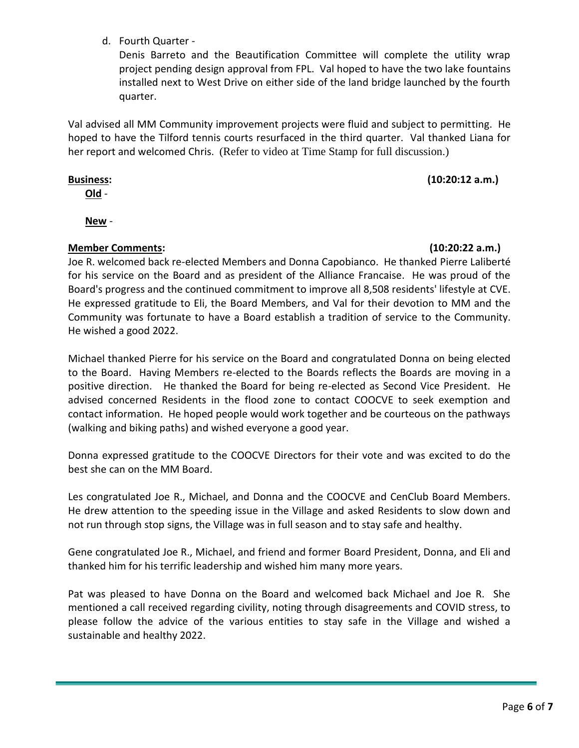d. Fourth Quarter -

   Denis Barreto and the Beautification Committee will complete the utility wrap project pending design approval from FPL. Val hoped to have the two lake fountains installed next to West Drive on either side of the land bridge launched by the fourth quarter.

Val advised all MM Community improvement projects were fluid and subject to permitting. He hoped to have the Tilford tennis courts resurfaced in the third quarter. Val thanked Liana for her report and welcomed Chris. (Refer to video at Time Stamp for full discussion.)

**Business:** **(10:20:12 a.m.)**

**Old** -

**New** -

**Member Comments:** **(10:20:22 a.m.)**

Joe R. welcomed back re-elected Members and Donna Capobianco. He thanked Pierre Laliberté for his service on the Board and as president of the Alliance Francaise. He was proud of the Board's progress and the continued commitment to improve all 8,508 residents' lifestyle at CVE. He expressed gratitude to Eli, the Board Members, and Val for their devotion to MM and the Community was fortunate to have a Board establish a tradition of service to the Community. He wished a good 2022.

Michael thanked Pierre for his service on the Board and congratulated Donna on being elected to the Board. Having Members re-elected to the Boards reflects the Boards are moving in a positive direction. He thanked the Board for being re-elected as Second Vice President. He advised concerned Residents in the flood zone to contact COOCVE to seek exemption and contact information. He hoped people would work together and be courteous on the pathways (walking and biking paths) and wished everyone a good year.

Donna expressed gratitude to the COOCVE Directors for their vote and was excited to do the best she can on the MM Board.

Les congratulated Joe R., Michael, and Donna and the COOCVE and CenClub Board Members. He drew attention to the speeding issue in the Village and asked Residents to slow down and not run through stop signs, the Village was in full season and to stay safe and healthy.

Gene congratulated Joe R., Michael, and friend and former Board President, Donna, and Eli and thanked him for his terrific leadership and wished him many more years.

Pat was pleased to have Donna on the Board and welcomed back Michael and Joe R. She mentioned a call received regarding civility, noting through disagreements and COVID stress, to please follow the advice of the various entities to stay safe in the Village and wished a sustainable and healthy 2022.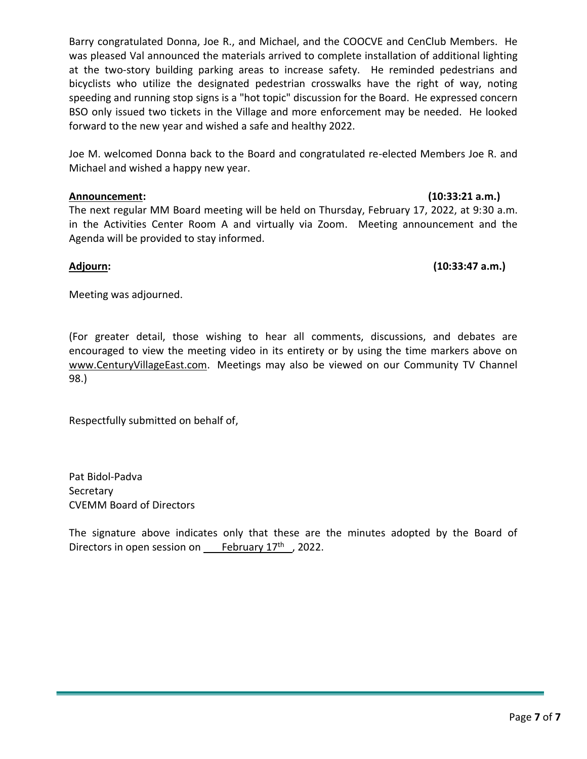Barry congratulated Donna, Joe R., and Michael, and the COOCVE and CenClub Members. He was pleased Val announced the materials arrived to complete installation of additional lighting at the two-story building parking areas to increase safety. He reminded pedestrians and bicyclists who utilize the designated pedestrian crosswalks have the right of way, noting speeding and running stop signs is a "hot topic" discussion for the Board. He expressed concern BSO only issued two tickets in the Village and more enforcement may be needed. He looked forward to the new year and wished a safe and healthy 2022.

Joe M. welcomed Donna back to the Board and congratulated re-elected Members Joe R. and Michael and wished a happy new year.

**Announcement:** **(10:33:21 a.m.)**

The next regular MM Board meeting will be held on Thursday, February 17, 2022, at 9:30 a.m. in the Activities Center Room A and virtually via Zoom. Meeting announcement and the Agenda will be provided to stay informed.

**Adjourn:** **(10:33:47 a.m.)**

Meeting was adjourned.

(For greater detail, those wishing to hear all comments, discussions, and debates are encouraged to view the meeting video in its entirety or by using the time markers above on www.CenturyVillageEast.com. Meetings may also be viewed on our Community TV Channel 98.)

Respectfully submitted on behalf of,

Pat Bidol-Padva
Secretary
CVEMM Board of Directors

The signature above indicates only that these are the minutes adopted by the Board of Directors in open session on February 17th, 2022.